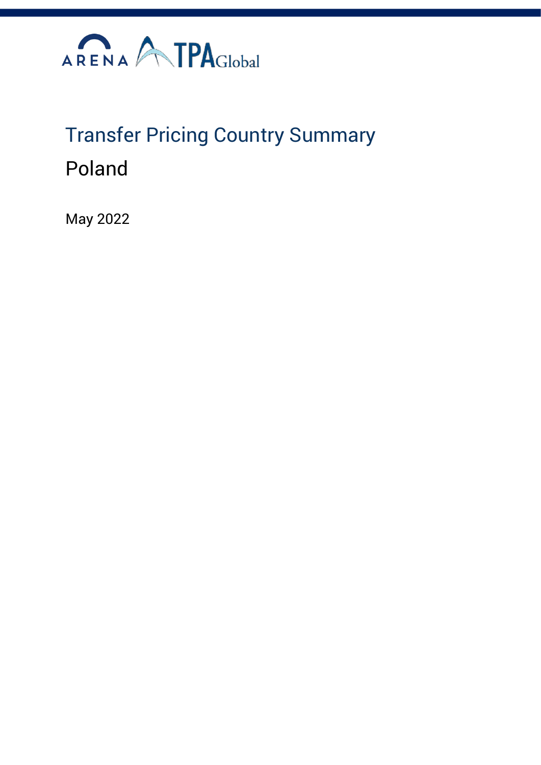ARENA TPAGlobal

# Transfer Pricing Country Summary

## Poland

May 2022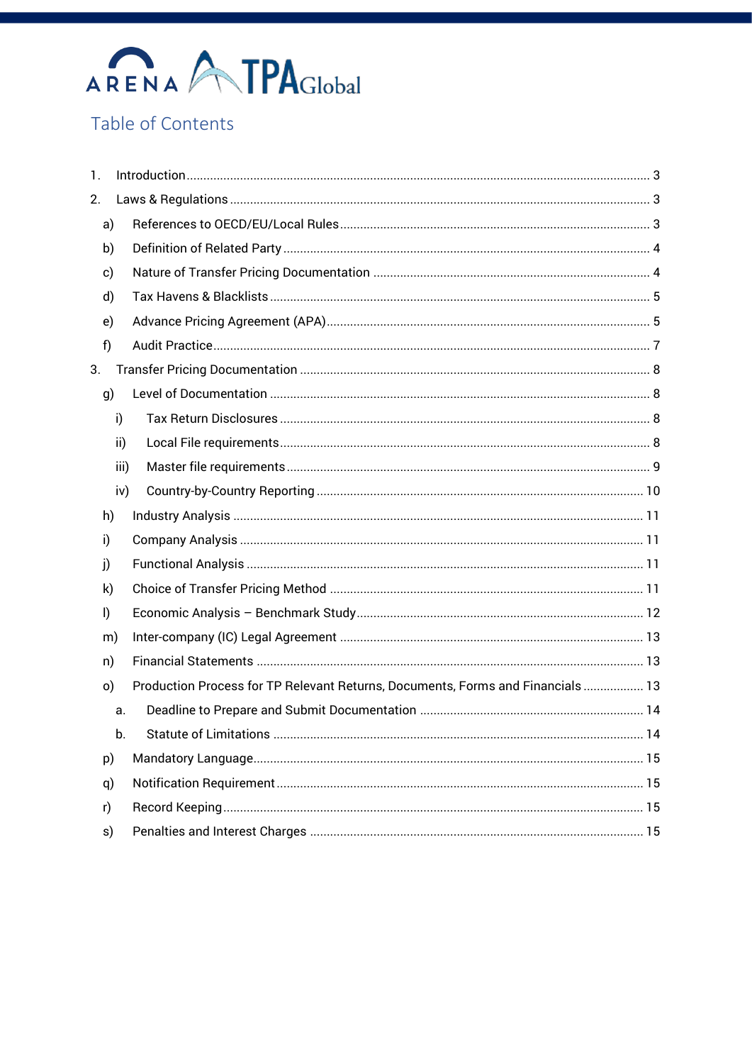# Table of Contents

1. Introduction ..... 3
2. Laws & Regulations ..... 3
   - a) References to OECD/EU/Local Rules ..... 3
   - b) Definition of Related Party ..... 4
   - c) Nature of Transfer Pricing Documentation ..... 4
   - d) Tax Havens & Blacklists ..... 5
   - e) Advance Pricing Agreement (APA) ..... 5
   - f) Audit Practice ..... 7
3. Transfer Pricing Documentation ..... 8
   - g) Level of Documentation ..... 8
     - i) Tax Return Disclosures ..... 8
     - ii) Local File requirements ..... 8
     - iii) Master file requirements ..... 9
     - iv) Country-by-Country Reporting ..... 10
   - h) Industry Analysis ..... 11
   - i) Company Analysis ..... 11
   - j) Functional Analysis ..... 11
   - k) Choice of Transfer Pricing Method ..... 11
   - l) Economic Analysis – Benchmark Study ..... 12
   - m) Inter-company (IC) Legal Agreement ..... 13
   - n) Financial Statements ..... 13
   - o) Production Process for TP Relevant Returns, Documents, Forms and Financials ..... 13
     - a. Deadline to Prepare and Submit Documentation ..... 14
     - b. Statute of Limitations ..... 14
   - p) Mandatory Language ..... 15
   - q) Notification Requirement ..... 15
   - r) Record Keeping ..... 15
   - s) Penalties and Interest Charges ..... 15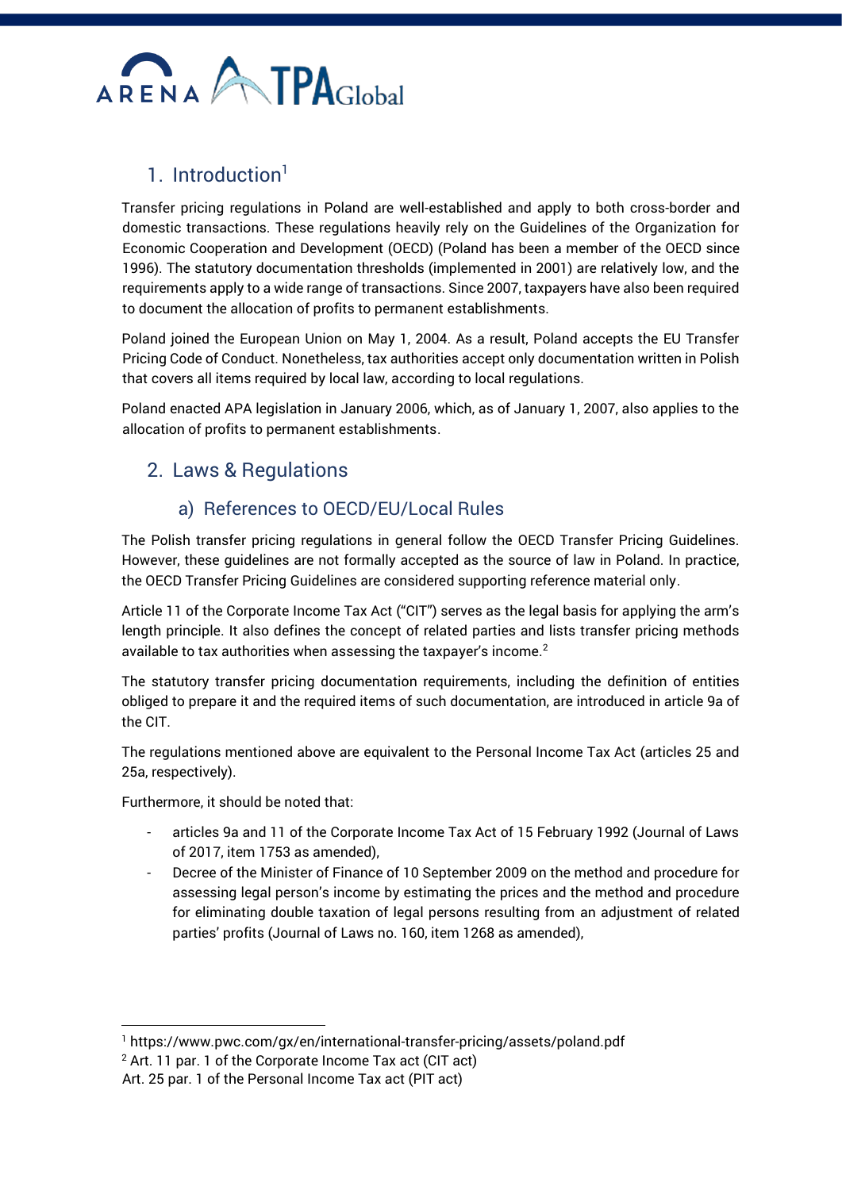## 1. Introduction[1]

Transfer pricing regulations in Poland are well-established and apply to both cross-border and domestic transactions. These regulations heavily rely on the Guidelines of the Organization for Economic Cooperation and Development (OECD) (Poland has been a member of the OECD since 1996). The statutory documentation thresholds (implemented in 2001) are relatively low, and the requirements apply to a wide range of transactions. Since 2007, taxpayers have also been required to document the allocation of profits to permanent establishments.

Poland joined the European Union on May 1, 2004. As a result, Poland accepts the EU Transfer Pricing Code of Conduct. Nonetheless, tax authorities accept only documentation written in Polish that covers all items required by local law, according to local regulations.

Poland enacted APA legislation in January 2006, which, as of January 1, 2007, also applies to the allocation of profits to permanent establishments.

## 2. Laws & Regulations

### a) References to OECD/EU/Local Rules

The Polish transfer pricing regulations in general follow the OECD Transfer Pricing Guidelines. However, these guidelines are not formally accepted as the source of law in Poland. In practice, the OECD Transfer Pricing Guidelines are considered supporting reference material only.

Article 11 of the Corporate Income Tax Act ("CIT") serves as the legal basis for applying the arm's length principle. It also defines the concept of related parties and lists transfer pricing methods available to tax authorities when assessing the taxpayer's income.[2]

The statutory transfer pricing documentation requirements, including the definition of entities obliged to prepare it and the required items of such documentation, are introduced in article 9a of the CIT.

The regulations mentioned above are equivalent to the Personal Income Tax Act (articles 25 and 25a, respectively).

Furthermore, it should be noted that:

- articles 9a and 11 of the Corporate Income Tax Act of 15 February 1992 (Journal of Laws of 2017, item 1753 as amended),
- Decree of the Minister of Finance of 10 September 2009 on the method and procedure for assessing legal person's income by estimating the prices and the method and procedure for eliminating double taxation of legal persons resulting from an adjustment of related parties' profits (Journal of Laws no. 160, item 1268 as amended),

---

[1] https://www.pwc.com/gx/en/international-transfer-pricing/assets/poland.pdf

[2] Art. 11 par. 1 of the Corporate Income Tax act (CIT act)
Art. 25 par. 1 of the Personal Income Tax act (PIT act)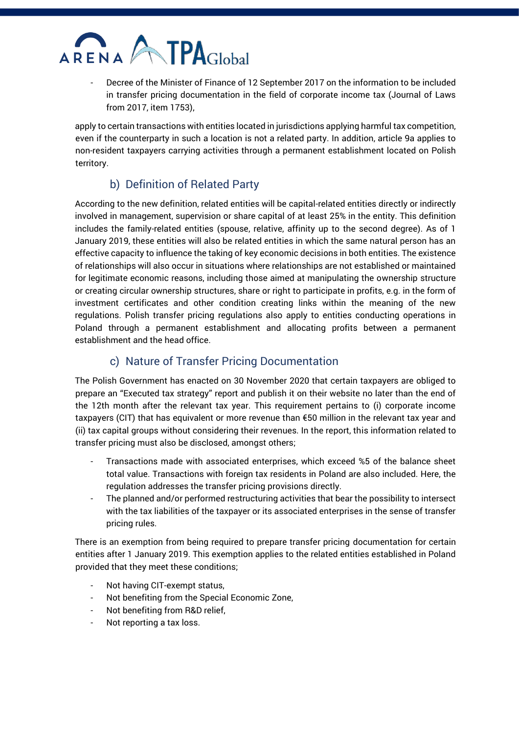- Decree of the Minister of Finance of 12 September 2017 on the information to be included in transfer pricing documentation in the field of corporate income tax (Journal of Laws from 2017, item 1753),

apply to certain transactions with entities located in jurisdictions applying harmful tax competition, even if the counterparty in such a location is not a related party. In addition, article 9a applies to non-resident taxpayers carrying activities through a permanent establishment located on Polish territory.

## b) Definition of Related Party

According to the new definition, related entities will be capital-related entities directly or indirectly involved in management, supervision or share capital of at least 25% in the entity. This definition includes the family-related entities (spouse, relative, affinity up to the second degree). As of 1 January 2019, these entities will also be related entities in which the same natural person has an effective capacity to influence the taking of key economic decisions in both entities. The existence of relationships will also occur in situations where relationships are not established or maintained for legitimate economic reasons, including those aimed at manipulating the ownership structure or creating circular ownership structures, share or right to participate in profits, e.g. in the form of investment certificates and other condition creating links within the meaning of the new regulations. Polish transfer pricing regulations also apply to entities conducting operations in Poland through a permanent establishment and allocating profits between a permanent establishment and the head office.

## c) Nature of Transfer Pricing Documentation

The Polish Government has enacted on 30 November 2020 that certain taxpayers are obliged to prepare an "Executed tax strategy" report and publish it on their website no later than the end of the 12th month after the relevant tax year. This requirement pertains to (i) corporate income taxpayers (CIT) that has equivalent or more revenue than €50 million in the relevant tax year and (ii) tax capital groups without considering their revenues. In the report, this information related to transfer pricing must also be disclosed, amongst others;

- Transactions made with associated enterprises, which exceed %5 of the balance sheet total value. Transactions with foreign tax residents in Poland are also included. Here, the regulation addresses the transfer pricing provisions directly.
- The planned and/or performed restructuring activities that bear the possibility to intersect with the tax liabilities of the taxpayer or its associated enterprises in the sense of transfer pricing rules.

There is an exemption from being required to prepare transfer pricing documentation for certain entities after 1 January 2019. This exemption applies to the related entities established in Poland provided that they meet these conditions;

- Not having CIT-exempt status,
- Not benefiting from the Special Economic Zone,
- Not benefiting from R&D relief,
- Not reporting a tax loss.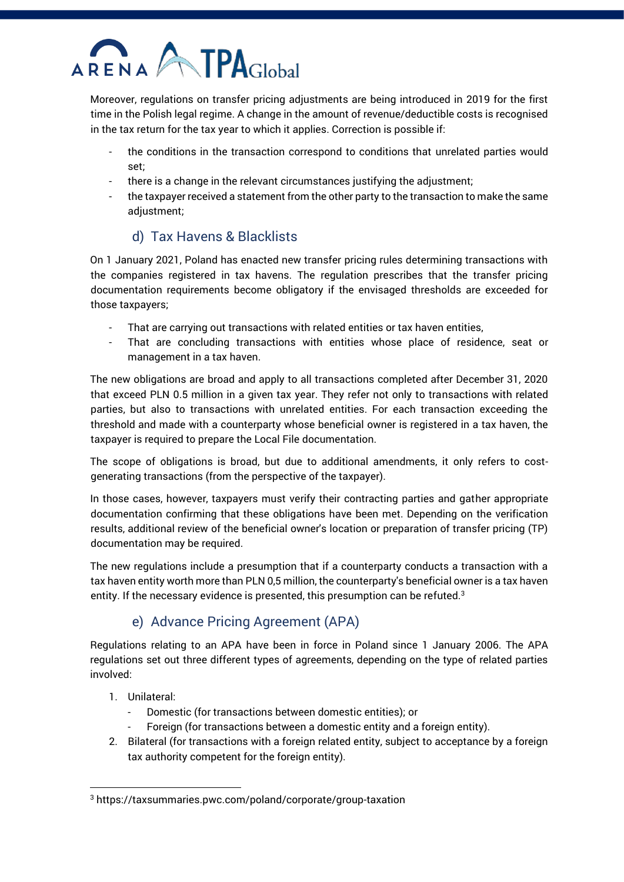Moreover, regulations on transfer pricing adjustments are being introduced in 2019 for the first time in the Polish legal regime. A change in the amount of revenue/deductible costs is recognised in the tax return for the tax year to which it applies. Correction is possible if:

- the conditions in the transaction correspond to conditions that unrelated parties would set;
- there is a change in the relevant circumstances justifying the adjustment;
- the taxpayer received a statement from the other party to the transaction to make the same adjustment;

### d) Tax Havens & Blacklists

On 1 January 2021, Poland has enacted new transfer pricing rules determining transactions with the companies registered in tax havens. The regulation prescribes that the transfer pricing documentation requirements become obligatory if the envisaged thresholds are exceeded for those taxpayers;

- That are carrying out transactions with related entities or tax haven entities,
- That are concluding transactions with entities whose place of residence, seat or management in a tax haven.

The new obligations are broad and apply to all transactions completed after December 31, 2020 that exceed PLN 0.5 million in a given tax year. They refer not only to transactions with related parties, but also to transactions with unrelated entities. For each transaction exceeding the threshold and made with a counterparty whose beneficial owner is registered in a tax haven, the taxpayer is required to prepare the Local File documentation.

The scope of obligations is broad, but due to additional amendments, it only refers to cost-generating transactions (from the perspective of the taxpayer).

In those cases, however, taxpayers must verify their contracting parties and gather appropriate documentation confirming that these obligations have been met. Depending on the verification results, additional review of the beneficial owner's location or preparation of transfer pricing (TP) documentation may be required.

The new regulations include a presumption that if a counterparty conducts a transaction with a tax haven entity worth more than PLN 0,5 million, the counterparty's beneficial owner is a tax haven entity. If the necessary evidence is presented, this presumption can be refuted.[3]

### e) Advance Pricing Agreement (APA)

Regulations relating to an APA have been in force in Poland since 1 January 2006. The APA regulations set out three different types of agreements, depending on the type of related parties involved:

1. Unilateral:
   - Domestic (for transactions between domestic entities); or
   - Foreign (for transactions between a domestic entity and a foreign entity).
2. Bilateral (for transactions with a foreign related entity, subject to acceptance by a foreign tax authority competent for the foreign entity).

---

[3] https://taxsummaries.pwc.com/poland/corporate/group-taxation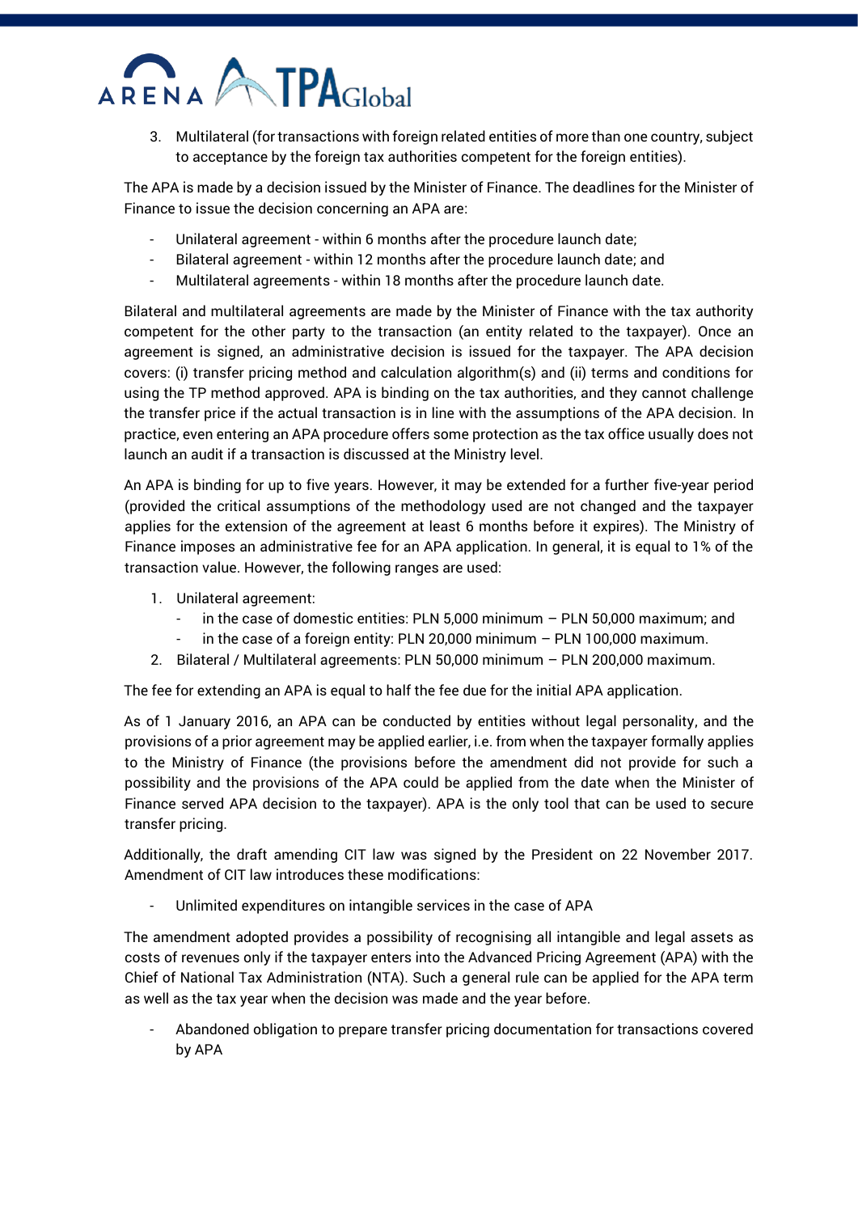3. Multilateral (for transactions with foreign related entities of more than one country, subject to acceptance by the foreign tax authorities competent for the foreign entities).

The APA is made by a decision issued by the Minister of Finance. The deadlines for the Minister of Finance to issue the decision concerning an APA are:

- Unilateral agreement - within 6 months after the procedure launch date;
- Bilateral agreement - within 12 months after the procedure launch date; and
- Multilateral agreements - within 18 months after the procedure launch date.

Bilateral and multilateral agreements are made by the Minister of Finance with the tax authority competent for the other party to the transaction (an entity related to the taxpayer). Once an agreement is signed, an administrative decision is issued for the taxpayer. The APA decision covers: (i) transfer pricing method and calculation algorithm(s) and (ii) terms and conditions for using the TP method approved. APA is binding on the tax authorities, and they cannot challenge the transfer price if the actual transaction is in line with the assumptions of the APA decision. In practice, even entering an APA procedure offers some protection as the tax office usually does not launch an audit if a transaction is discussed at the Ministry level.

An APA is binding for up to five years. However, it may be extended for a further five-year period (provided the critical assumptions of the methodology used are not changed and the taxpayer applies for the extension of the agreement at least 6 months before it expires). The Ministry of Finance imposes an administrative fee for an APA application. In general, it is equal to 1% of the transaction value. However, the following ranges are used:

1. Unilateral agreement:
   - in the case of domestic entities: PLN 5,000 minimum – PLN 50,000 maximum; and
   - in the case of a foreign entity: PLN 20,000 minimum – PLN 100,000 maximum.
2. Bilateral / Multilateral agreements: PLN 50,000 minimum – PLN 200,000 maximum.

The fee for extending an APA is equal to half the fee due for the initial APA application.

As of 1 January 2016, an APA can be conducted by entities without legal personality, and the provisions of a prior agreement may be applied earlier, i.e. from when the taxpayer formally applies to the Ministry of Finance (the provisions before the amendment did not provide for such a possibility and the provisions of the APA could be applied from the date when the Minister of Finance served APA decision to the taxpayer). APA is the only tool that can be used to secure transfer pricing.

Additionally, the draft amending CIT law was signed by the President on 22 November 2017. Amendment of CIT law introduces these modifications:

- Unlimited expenditures on intangible services in the case of APA

The amendment adopted provides a possibility of recognising all intangible and legal assets as costs of revenues only if the taxpayer enters into the Advanced Pricing Agreement (APA) with the Chief of National Tax Administration (NTA). Such a general rule can be applied for the APA term as well as the tax year when the decision was made and the year before.

- Abandoned obligation to prepare transfer pricing documentation for transactions covered by APA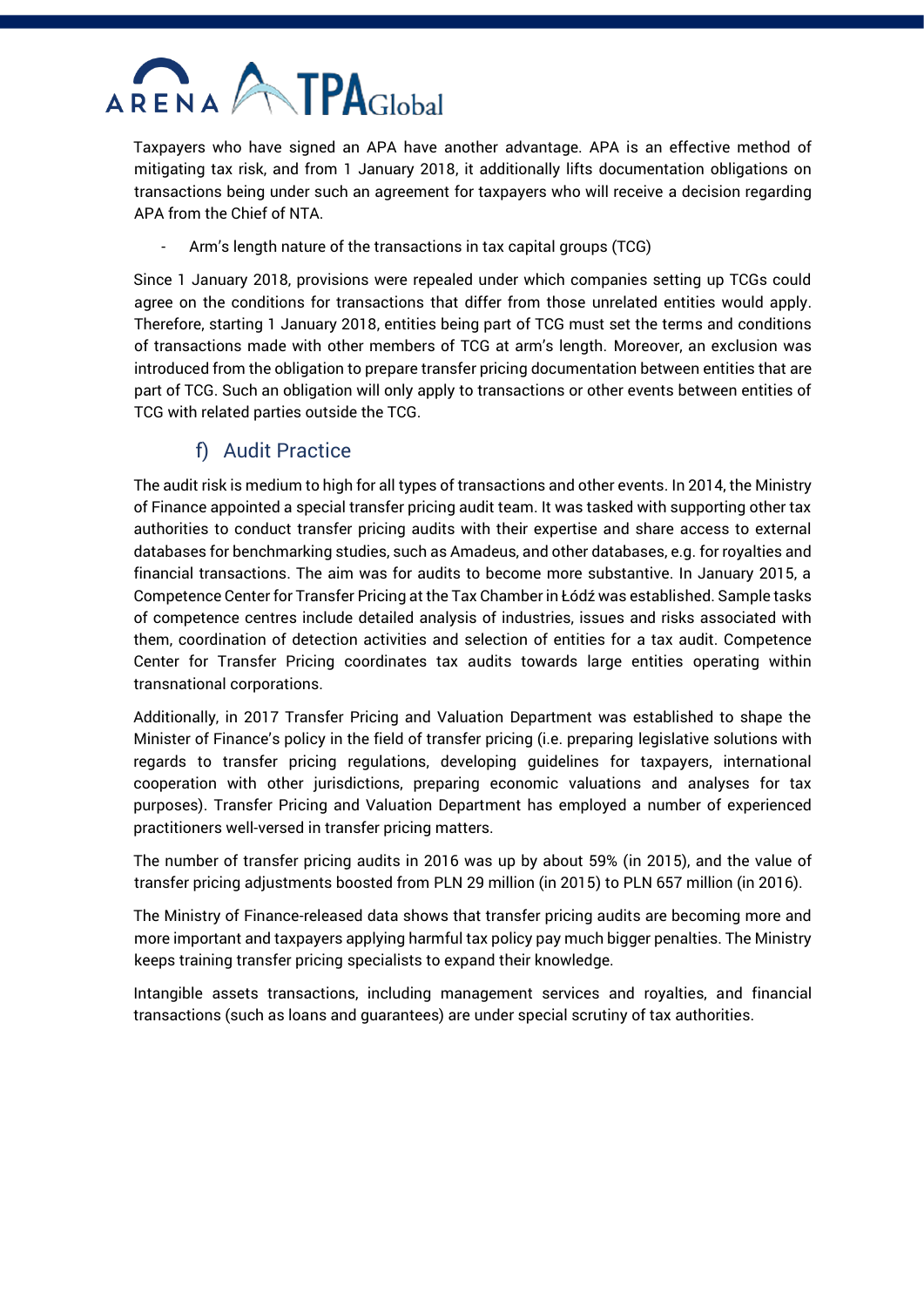Taxpayers who have signed an APA have another advantage. APA is an effective method of mitigating tax risk, and from 1 January 2018, it additionally lifts documentation obligations on transactions being under such an agreement for taxpayers who will receive a decision regarding APA from the Chief of NTA.

- Arm's length nature of the transactions in tax capital groups (TCG)

Since 1 January 2018, provisions were repealed under which companies setting up TCGs could agree on the conditions for transactions that differ from those unrelated entities would apply. Therefore, starting 1 January 2018, entities being part of TCG must set the terms and conditions of transactions made with other members of TCG at arm's length. Moreover, an exclusion was introduced from the obligation to prepare transfer pricing documentation between entities that are part of TCG. Such an obligation will only apply to transactions or other events between entities of TCG with related parties outside the TCG.

## f) Audit Practice

The audit risk is medium to high for all types of transactions and other events. In 2014, the Ministry of Finance appointed a special transfer pricing audit team. It was tasked with supporting other tax authorities to conduct transfer pricing audits with their expertise and share access to external databases for benchmarking studies, such as Amadeus, and other databases, e.g. for royalties and financial transactions. The aim was for audits to become more substantive. In January 2015, a Competence Center for Transfer Pricing at the Tax Chamber in Łódź was established. Sample tasks of competence centres include detailed analysis of industries, issues and risks associated with them, coordination of detection activities and selection of entities for a tax audit. Competence Center for Transfer Pricing coordinates tax audits towards large entities operating within transnational corporations.

Additionally, in 2017 Transfer Pricing and Valuation Department was established to shape the Minister of Finance's policy in the field of transfer pricing (i.e. preparing legislative solutions with regards to transfer pricing regulations, developing guidelines for taxpayers, international cooperation with other jurisdictions, preparing economic valuations and analyses for tax purposes). Transfer Pricing and Valuation Department has employed a number of experienced practitioners well-versed in transfer pricing matters.

The number of transfer pricing audits in 2016 was up by about 59% (in 2015), and the value of transfer pricing adjustments boosted from PLN 29 million (in 2015) to PLN 657 million (in 2016).

The Ministry of Finance-released data shows that transfer pricing audits are becoming more and more important and taxpayers applying harmful tax policy pay much bigger penalties. The Ministry keeps training transfer pricing specialists to expand their knowledge.

Intangible assets transactions, including management services and royalties, and financial transactions (such as loans and guarantees) are under special scrutiny of tax authorities.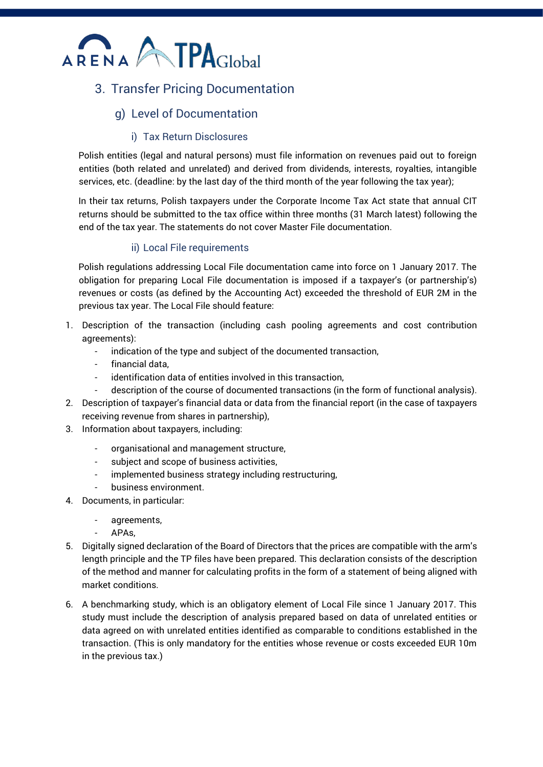## 3. Transfer Pricing Documentation

### g) Level of Documentation

#### i) Tax Return Disclosures

Polish entities (legal and natural persons) must file information on revenues paid out to foreign entities (both related and unrelated) and derived from dividends, interests, royalties, intangible services, etc. (deadline: by the last day of the third month of the year following the tax year);

In their tax returns, Polish taxpayers under the Corporate Income Tax Act state that annual CIT returns should be submitted to the tax office within three months (31 March latest) following the end of the tax year. The statements do not cover Master File documentation.

#### ii) Local File requirements

Polish regulations addressing Local File documentation came into force on 1 January 2017. The obligation for preparing Local File documentation is imposed if a taxpayer's (or partnership's) revenues or costs (as defined by the Accounting Act) exceeded the threshold of EUR 2M in the previous tax year. The Local File should feature:

1. Description of the transaction (including cash pooling agreements and cost contribution agreements):
   - indication of the type and subject of the documented transaction,
   - financial data,
   - identification data of entities involved in this transaction,
   - description of the course of documented transactions (in the form of functional analysis).
2. Description of taxpayer's financial data or data from the financial report (in the case of taxpayers receiving revenue from shares in partnership),
3. Information about taxpayers, including:
   - organisational and management structure,
   - subject and scope of business activities,
   - implemented business strategy including restructuring,
   - business environment.
4. Documents, in particular:
   - agreements,
   - APAs,
5. Digitally signed declaration of the Board of Directors that the prices are compatible with the arm's length principle and the TP files have been prepared. This declaration consists of the description of the method and manner for calculating profits in the form of a statement of being aligned with market conditions.
6. A benchmarking study, which is an obligatory element of Local File since 1 January 2017. This study must include the description of analysis prepared based on data of unrelated entities or data agreed on with unrelated entities identified as comparable to conditions established in the transaction. (This is only mandatory for the entities whose revenue or costs exceeded EUR 10m in the previous tax.)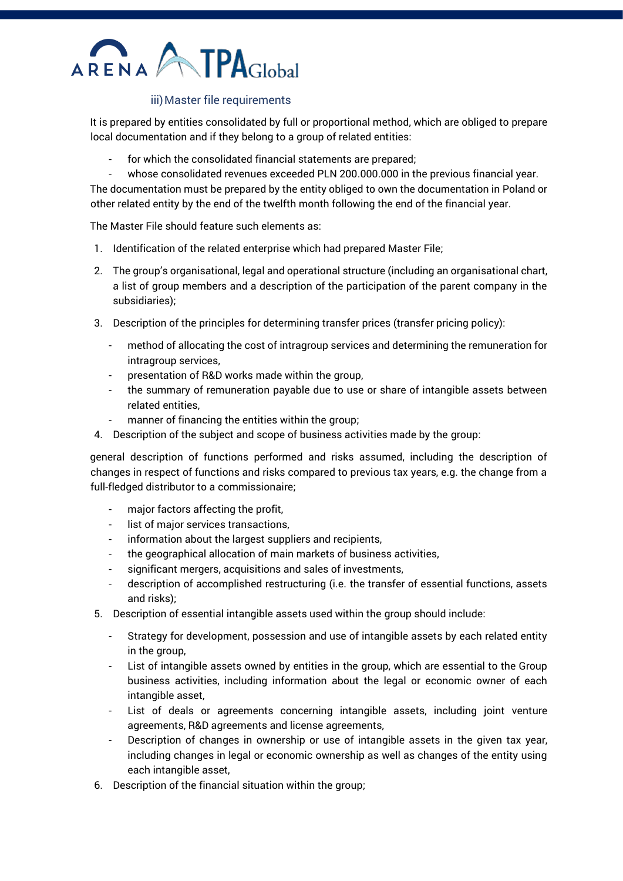### iii) Master file requirements

It is prepared by entities consolidated by full or proportional method, which are obliged to prepare local documentation and if they belong to a group of related entities:

- for which the consolidated financial statements are prepared;
- whose consolidated revenues exceeded PLN 200.000.000 in the previous financial year.

The documentation must be prepared by the entity obliged to own the documentation in Poland or other related entity by the end of the twelfth month following the end of the financial year.

The Master File should feature such elements as:

1. Identification of the related enterprise which had prepared Master File;
2. The group's organisational, legal and operational structure (including an organisational chart, a list of group members and a description of the participation of the parent company in the subsidiaries);
3. Description of the principles for determining transfer prices (transfer pricing policy):
   - method of allocating the cost of intragroup services and determining the remuneration for intragroup services,
   - presentation of R&D works made within the group,
   - the summary of remuneration payable due to use or share of intangible assets between related entities,
   - manner of financing the entities within the group;
4. Description of the subject and scope of business activities made by the group:

general description of functions performed and risks assumed, including the description of changes in respect of functions and risks compared to previous tax years, e.g. the change from a full-fledged distributor to a commissionaire;

   - major factors affecting the profit,
   - list of major services transactions,
   - information about the largest suppliers and recipients,
   - the geographical allocation of main markets of business activities,
   - significant mergers, acquisitions and sales of investments,
   - description of accomplished restructuring (i.e. the transfer of essential functions, assets and risks);
5. Description of essential intangible assets used within the group should include:
   - Strategy for development, possession and use of intangible assets by each related entity in the group,
   - List of intangible assets owned by entities in the group, which are essential to the Group business activities, including information about the legal or economic owner of each intangible asset,
   - List of deals or agreements concerning intangible assets, including joint venture agreements, R&D agreements and license agreements,
   - Description of changes in ownership or use of intangible assets in the given tax year, including changes in legal or economic ownership as well as changes of the entity using each intangible asset,
6. Description of the financial situation within the group;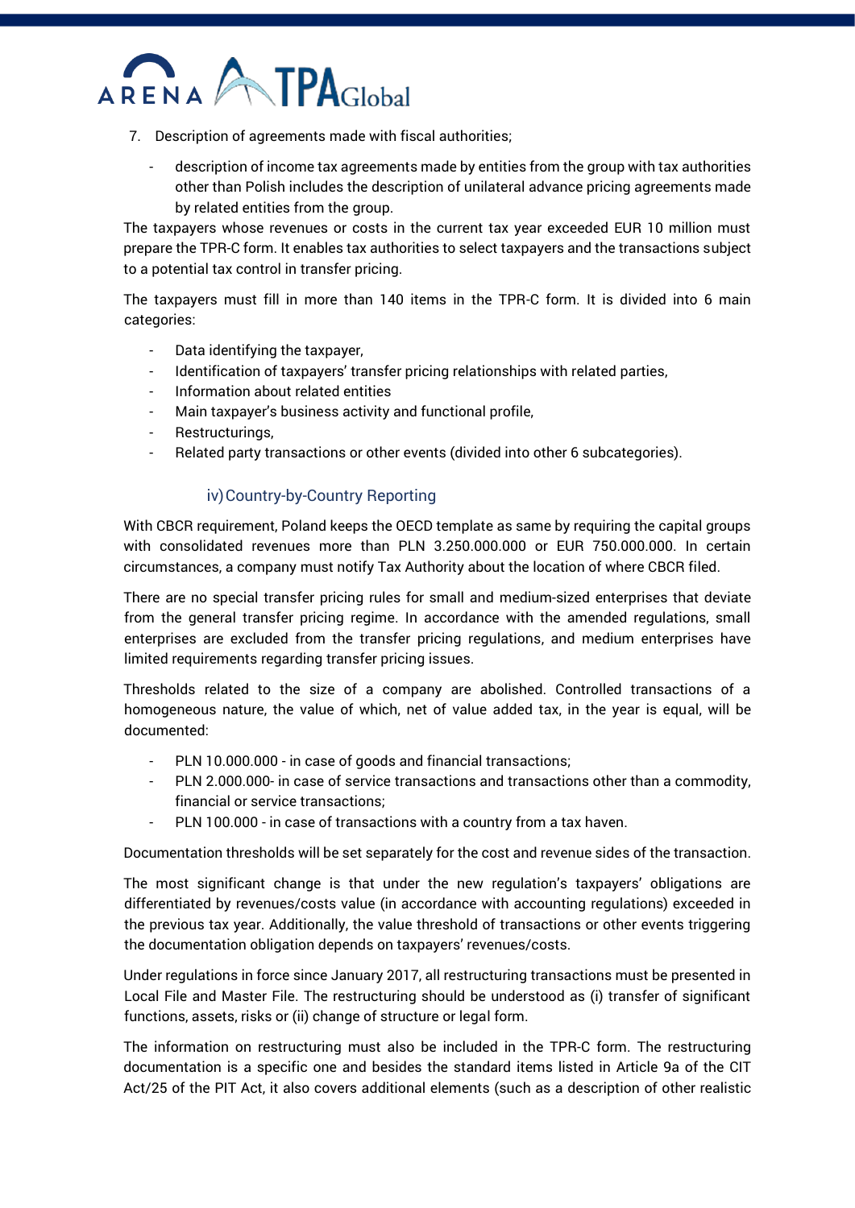7. Description of agreements made with fiscal authorities;

   - description of income tax agreements made by entities from the group with tax authorities other than Polish includes the description of unilateral advance pricing agreements made by related entities from the group.

The taxpayers whose revenues or costs in the current tax year exceeded EUR 10 million must prepare the TPR-C form. It enables tax authorities to select taxpayers and the transactions subject to a potential tax control in transfer pricing.

The taxpayers must fill in more than 140 items in the TPR-C form. It is divided into 6 main categories:

- Data identifying the taxpayer,
- Identification of taxpayers' transfer pricing relationships with related parties,
- Information about related entities
- Main taxpayer's business activity and functional profile,
- Restructurings,
- Related party transactions or other events (divided into other 6 subcategories).

### iv) Country-by-Country Reporting

With CBCR requirement, Poland keeps the OECD template as same by requiring the capital groups with consolidated revenues more than PLN 3.250.000.000 or EUR 750.000.000. In certain circumstances, a company must notify Tax Authority about the location of where CBCR filed.

There are no special transfer pricing rules for small and medium-sized enterprises that deviate from the general transfer pricing regime. In accordance with the amended regulations, small enterprises are excluded from the transfer pricing regulations, and medium enterprises have limited requirements regarding transfer pricing issues.

Thresholds related to the size of a company are abolished. Controlled transactions of a homogeneous nature, the value of which, net of value added tax, in the year is equal, will be documented:

- PLN 10.000.000 - in case of goods and financial transactions;
- PLN 2.000.000- in case of service transactions and transactions other than a commodity, financial or service transactions;
- PLN 100.000 - in case of transactions with a country from a tax haven.

Documentation thresholds will be set separately for the cost and revenue sides of the transaction.

The most significant change is that under the new regulation's taxpayers' obligations are differentiated by revenues/costs value (in accordance with accounting regulations) exceeded in the previous tax year. Additionally, the value threshold of transactions or other events triggering the documentation obligation depends on taxpayers' revenues/costs.

Under regulations in force since January 2017, all restructuring transactions must be presented in Local File and Master File. The restructuring should be understood as (i) transfer of significant functions, assets, risks or (ii) change of structure or legal form.

The information on restructuring must also be included in the TPR-C form. The restructuring documentation is a specific one and besides the standard items listed in Article 9a of the CIT Act/25 of the PIT Act, it also covers additional elements (such as a description of other realistic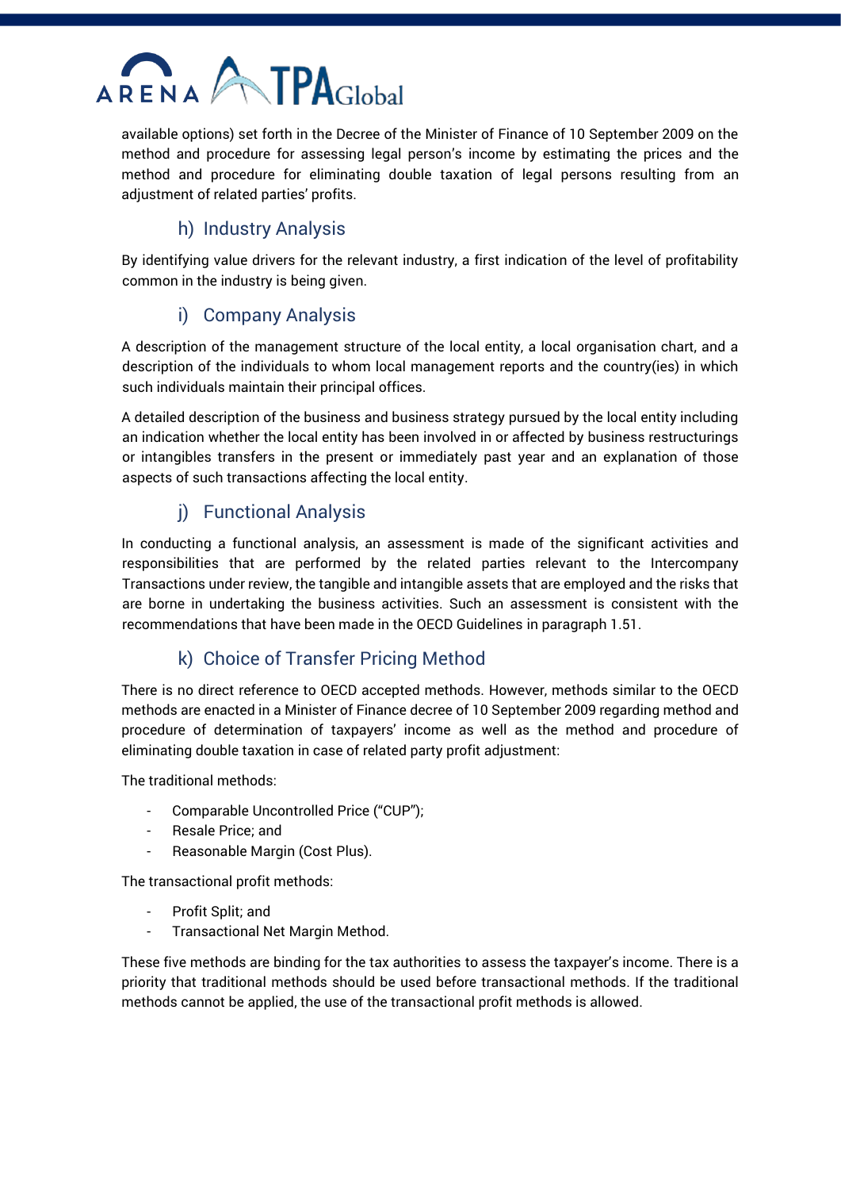available options) set forth in the Decree of the Minister of Finance of 10 September 2009 on the method and procedure for assessing legal person's income by estimating the prices and the method and procedure for eliminating double taxation of legal persons resulting from an adjustment of related parties' profits.

## h) Industry Analysis

By identifying value drivers for the relevant industry, a first indication of the level of profitability common in the industry is being given.

## i) Company Analysis

A description of the management structure of the local entity, a local organisation chart, and a description of the individuals to whom local management reports and the country(ies) in which such individuals maintain their principal offices.

A detailed description of the business and business strategy pursued by the local entity including an indication whether the local entity has been involved in or affected by business restructurings or intangibles transfers in the present or immediately past year and an explanation of those aspects of such transactions affecting the local entity.

## j) Functional Analysis

In conducting a functional analysis, an assessment is made of the significant activities and responsibilities that are performed by the related parties relevant to the Intercompany Transactions under review, the tangible and intangible assets that are employed and the risks that are borne in undertaking the business activities. Such an assessment is consistent with the recommendations that have been made in the OECD Guidelines in paragraph 1.51.

## k) Choice of Transfer Pricing Method

There is no direct reference to OECD accepted methods. However, methods similar to the OECD methods are enacted in a Minister of Finance decree of 10 September 2009 regarding method and procedure of determination of taxpayers' income as well as the method and procedure of eliminating double taxation in case of related party profit adjustment:

The traditional methods:

- Comparable Uncontrolled Price ("CUP");
- Resale Price; and
- Reasonable Margin (Cost Plus).

The transactional profit methods:

- Profit Split; and
- Transactional Net Margin Method.

These five methods are binding for the tax authorities to assess the taxpayer's income. There is a priority that traditional methods should be used before transactional methods. If the traditional methods cannot be applied, the use of the transactional profit methods is allowed.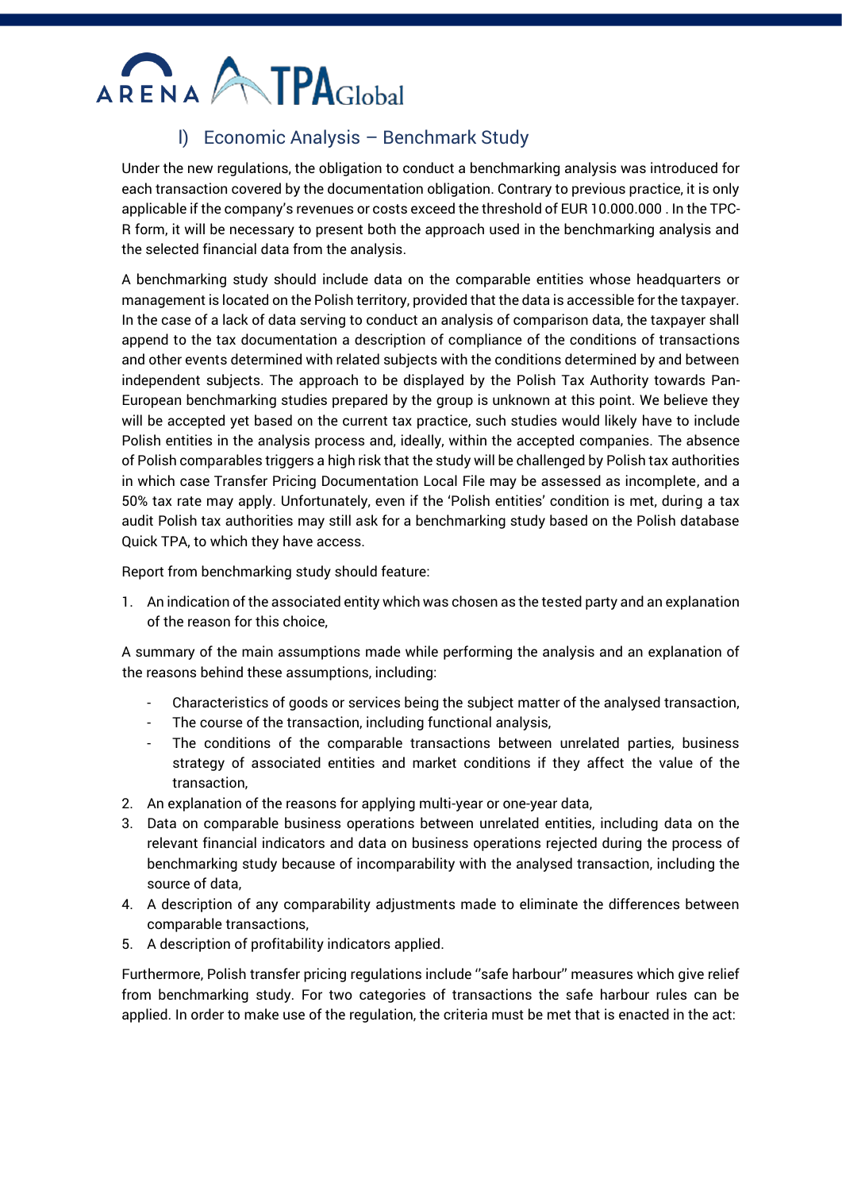## l) Economic Analysis – Benchmark Study

Under the new regulations, the obligation to conduct a benchmarking analysis was introduced for each transaction covered by the documentation obligation. Contrary to previous practice, it is only applicable if the company's revenues or costs exceed the threshold of EUR 10.000.000 . In the TPC-R form, it will be necessary to present both the approach used in the benchmarking analysis and the selected financial data from the analysis.

A benchmarking study should include data on the comparable entities whose headquarters or management is located on the Polish territory, provided that the data is accessible for the taxpayer. In the case of a lack of data serving to conduct an analysis of comparison data, the taxpayer shall append to the tax documentation a description of compliance of the conditions of transactions and other events determined with related subjects with the conditions determined by and between independent subjects. The approach to be displayed by the Polish Tax Authority towards Pan-European benchmarking studies prepared by the group is unknown at this point. We believe they will be accepted yet based on the current tax practice, such studies would likely have to include Polish entities in the analysis process and, ideally, within the accepted companies. The absence of Polish comparables triggers a high risk that the study will be challenged by Polish tax authorities in which case Transfer Pricing Documentation Local File may be assessed as incomplete, and a 50% tax rate may apply. Unfortunately, even if the 'Polish entities' condition is met, during a tax audit Polish tax authorities may still ask for a benchmarking study based on the Polish database Quick TPA, to which they have access.

Report from benchmarking study should feature:

1. An indication of the associated entity which was chosen as the tested party and an explanation of the reason for this choice,

A summary of the main assumptions made while performing the analysis and an explanation of the reasons behind these assumptions, including:

- Characteristics of goods or services being the subject matter of the analysed transaction,
- The course of the transaction, including functional analysis,
- The conditions of the comparable transactions between unrelated parties, business strategy of associated entities and market conditions if they affect the value of the transaction,

2. An explanation of the reasons for applying multi-year or one-year data,
3. Data on comparable business operations between unrelated entities, including data on the relevant financial indicators and data on business operations rejected during the process of benchmarking study because of incomparability with the analysed transaction, including the source of data,
4. A description of any comparability adjustments made to eliminate the differences between comparable transactions,
5. A description of profitability indicators applied.

Furthermore, Polish transfer pricing regulations include ''safe harbour'' measures which give relief from benchmarking study. For two categories of transactions the safe harbour rules can be applied. In order to make use of the regulation, the criteria must be met that is enacted in the act: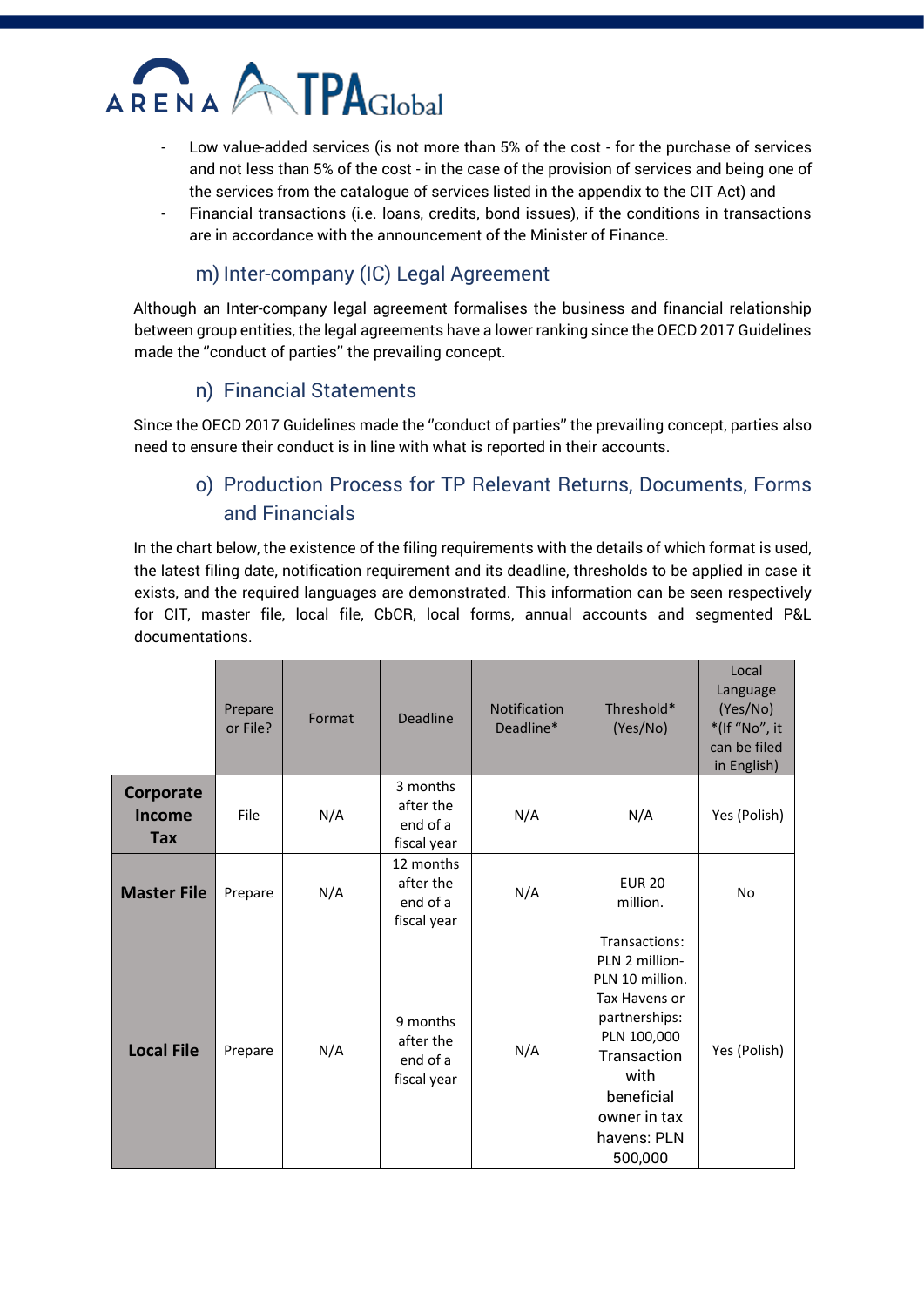- Low value-added services (is not more than 5% of the cost - for the purchase of services and not less than 5% of the cost - in the case of the provision of services and being one of the services from the catalogue of services listed in the appendix to the CIT Act) and
- Financial transactions (i.e. loans, credits, bond issues), if the conditions in transactions are in accordance with the announcement of the Minister of Finance.

## m) Inter-company (IC) Legal Agreement

Although an Inter-company legal agreement formalises the business and financial relationship between group entities, the legal agreements have a lower ranking since the OECD 2017 Guidelines made the ''conduct of parties" the prevailing concept.

## n) Financial Statements

Since the OECD 2017 Guidelines made the ''conduct of parties" the prevailing concept, parties also need to ensure their conduct is in line with what is reported in their accounts.

## o) Production Process for TP Relevant Returns, Documents, Forms and Financials

In the chart below, the existence of the filing requirements with the details of which format is used, the latest filing date, notification requirement and its deadline, thresholds to be applied in case it exists, and the required languages are demonstrated. This information can be seen respectively for CIT, master file, local file, CbCR, local forms, annual accounts and segmented P&L documentations.

| | Prepare or File? | Format | Deadline | Notification Deadline* | Threshold* (Yes/No) | Local Language (Yes/No) *(If "No", it can be filed in English) |
|---|---|---|---|---|---|---|
| **Corporate Income Tax** | File | N/A | 3 months after the end of a fiscal year | N/A | N/A | Yes (Polish) |
| **Master File** | Prepare | N/A | 12 months after the end of a fiscal year | N/A | EUR 20 million. | No |
| **Local File** | Prepare | N/A | 9 months after the end of a fiscal year | N/A | Transactions: PLN 2 million-PLN 10 million. Tax Havens or partnerships: PLN 100,000 Transaction with beneficial owner in tax havens: PLN 500,000 | Yes (Polish) |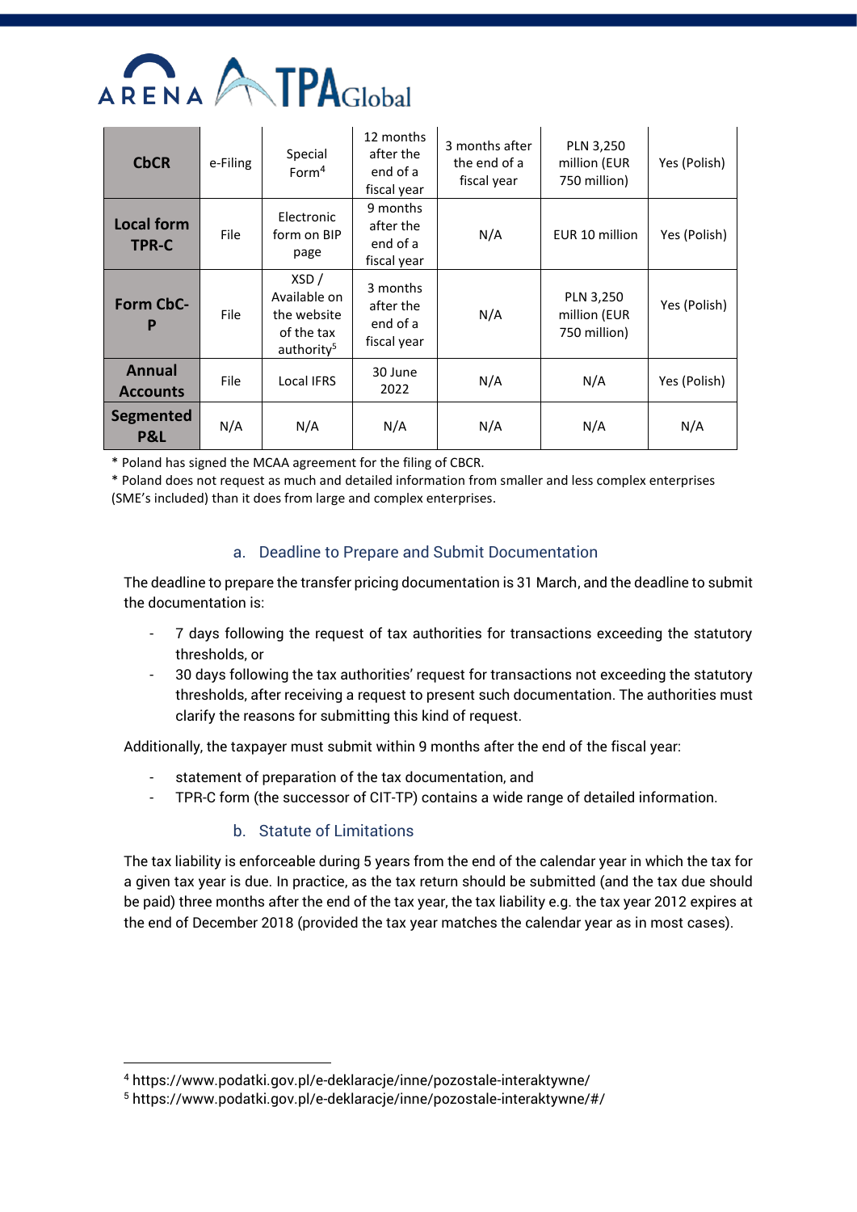| CbCR | e-Filing | Special Form[4] | 12 months after the end of a fiscal year | 3 months after the end of a fiscal year | PLN 3,250 million (EUR 750 million) | Yes (Polish) |
|---|---|---|---|---|---|---|
| **Local form TPR-C** | File | Electronic form on BIP page | 9 months after the end of a fiscal year | N/A | EUR 10 million | Yes (Polish) |
| **Form CbC-P** | File | XSD / Available on the website of the tax authority[5] | 3 months after the end of a fiscal year | N/A | PLN 3,250 million (EUR 750 million) | Yes (Polish) |
| **Annual Accounts** | File | Local IFRS | 30 June 2022 | N/A | N/A | Yes (Polish) |
| **Segmented P&L** | N/A | N/A | N/A | N/A | N/A | N/A |

* Poland has signed the MCAA agreement for the filing of CBCR.

* Poland does not request as much and detailed information from smaller and less complex enterprises (SME's included) than it does from large and complex enterprises.

### a. Deadline to Prepare and Submit Documentation

The deadline to prepare the transfer pricing documentation is 31 March, and the deadline to submit the documentation is:

- 7 days following the request of tax authorities for transactions exceeding the statutory thresholds, or
- 30 days following the tax authorities' request for transactions not exceeding the statutory thresholds, after receiving a request to present such documentation. The authorities must clarify the reasons for submitting this kind of request.

Additionally, the taxpayer must submit within 9 months after the end of the fiscal year:

- statement of preparation of the tax documentation, and
- TPR-C form (the successor of CIT-TP) contains a wide range of detailed information.

### b. Statute of Limitations

The tax liability is enforceable during 5 years from the end of the calendar year in which the tax for a given tax year is due. In practice, as the tax return should be submitted (and the tax due should be paid) three months after the end of the tax year, the tax liability e.g. the tax year 2012 expires at the end of December 2018 (provided the tax year matches the calendar year as in most cases).

---

[4] https://www.podatki.gov.pl/e-deklaracje/inne/pozostale-interaktywne/

[5] https://www.podatki.gov.pl/e-deklaracje/inne/pozostale-interaktywne/#/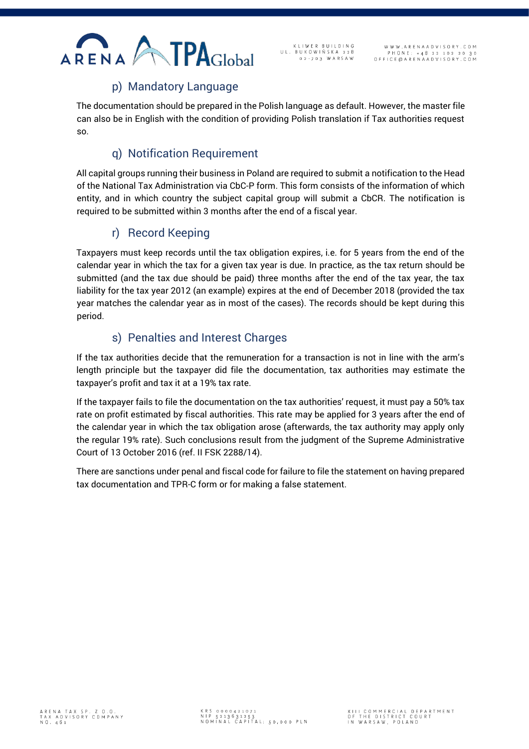## p) Mandatory Language

The documentation should be prepared in the Polish language as default. However, the master file can also be in English with the condition of providing Polish translation if Tax authorities request so.

## q) Notification Requirement

All capital groups running their business in Poland are required to submit a notification to the Head of the National Tax Administration via CbC-P form. This form consists of the information of which entity, and in which country the subject capital group will submit a CbCR. The notification is required to be submitted within 3 months after the end of a fiscal year.

## r) Record Keeping

Taxpayers must keep records until the tax obligation expires, i.e. for 5 years from the end of the calendar year in which the tax for a given tax year is due. In practice, as the tax return should be submitted (and the tax due should be paid) three months after the end of the tax year, the tax liability for the tax year 2012 (an example) expires at the end of December 2018 (provided the tax year matches the calendar year as in most of the cases). The records should be kept during this period.

## s) Penalties and Interest Charges

If the tax authorities decide that the remuneration for a transaction is not in line with the arm's length principle but the taxpayer did file the documentation, tax authorities may estimate the taxpayer's profit and tax it at a 19% tax rate.

If the taxpayer fails to file the documentation on the tax authorities' request, it must pay a 50% tax rate on profit estimated by fiscal authorities. This rate may be applied for 3 years after the end of the calendar year in which the tax obligation arose (afterwards, the tax authority may apply only the regular 19% rate). Such conclusions result from the judgment of the Supreme Administrative Court of 13 October 2016 (ref. II FSK 2288/14).

There are sanctions under penal and fiscal code for failure to file the statement on having prepared tax documentation and TPR-C form or for making a false statement.